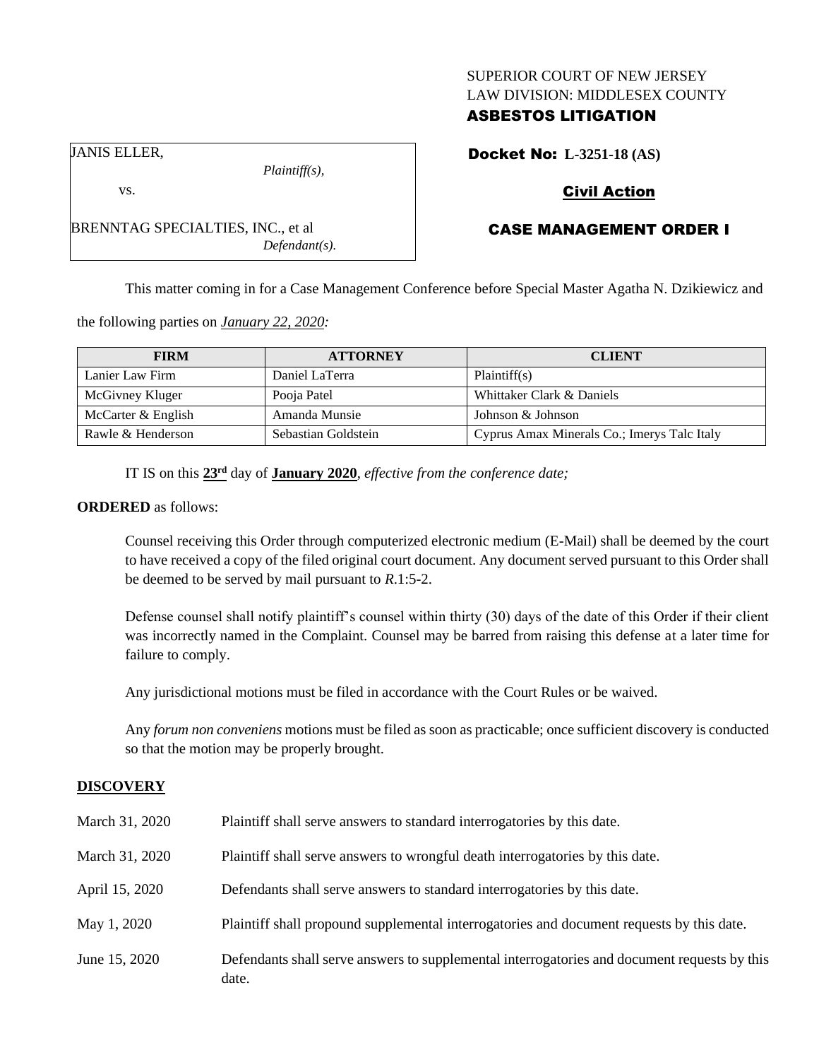SUPERIOR COURT OF NEW JERSEY
LAW DIVISION: MIDDLESEX COUNTY

**ASBESTOS LITIGATION**

JANIS ELLER,
*Plaintiff(s),*

vs.

BRENNTAG SPECIALTIES, INC., et al
*Defendant(s).*

**Docket No: L-3251-18 (AS)**

**Civil Action**

**CASE MANAGEMENT ORDER I**

This matter coming in for a Case Management Conference before Special Master Agatha N. Dzikiewicz and the following parties on ***January 22, 2020:***

| FIRM | ATTORNEY | CLIENT |
|---|---|---|
| Lanier Law Firm | Daniel LaTerra | Plaintiff(s) |
| McGivney Kluger | Pooja Patel | Whittaker Clark & Daniels |
| McCarter & English | Amanda Munsie | Johnson & Johnson |
| Rawle & Henderson | Sebastian Goldstein | Cyprus Amax Minerals Co.; Imerys Talc Italy |

IT IS on this **23rd** day of **January 2020**, *effective from the conference date;*

**ORDERED** as follows:

Counsel receiving this Order through computerized electronic medium (E-Mail) shall be deemed by the court to have received a copy of the filed original court document. Any document served pursuant to this Order shall be deemed to be served by mail pursuant to *R*.1:5-2.

Defense counsel shall notify plaintiff's counsel within thirty (30) days of the date of this Order if their client was incorrectly named in the Complaint. Counsel may be barred from raising this defense at a later time for failure to comply.

Any jurisdictional motions must be filed in accordance with the Court Rules or be waived.

Any *forum non conveniens* motions must be filed as soon as practicable; once sufficient discovery is conducted so that the motion may be properly brought.

## DISCOVERY

| | |
|---|---|
| March 31, 2020 | Plaintiff shall serve answers to standard interrogatories by this date. |
| March 31, 2020 | Plaintiff shall serve answers to wrongful death interrogatories by this date. |
| April 15, 2020 | Defendants shall serve answers to standard interrogatories by this date. |
| May 1, 2020 | Plaintiff shall propound supplemental interrogatories and document requests by this date. |
| June 15, 2020 | Defendants shall serve answers to supplemental interrogatories and document requests by this date. |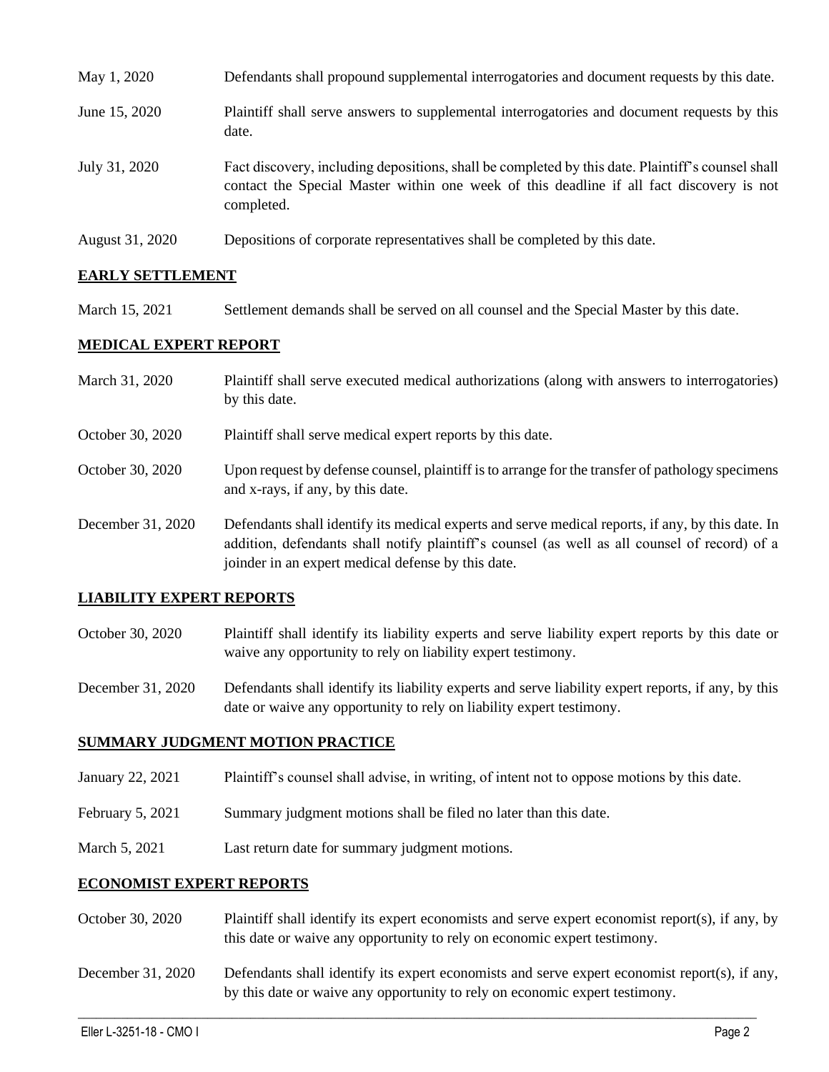| | |
|---|---|
| May 1, 2020 | Defendants shall propound supplemental interrogatories and document requests by this date. |
| June 15, 2020 | Plaintiff shall serve answers to supplemental interrogatories and document requests by this date. |
| July 31, 2020 | Fact discovery, including depositions, shall be completed by this date. Plaintiff's counsel shall contact the Special Master within one week of this deadline if all fact discovery is not completed. |
| August 31, 2020 | Depositions of corporate representatives shall be completed by this date. |

## EARLY SETTLEMENT

| | |
|---|---|
| March 15, 2021 | Settlement demands shall be served on all counsel and the Special Master by this date. |

## MEDICAL EXPERT REPORT

| | |
|---|---|
| March 31, 2020 | Plaintiff shall serve executed medical authorizations (along with answers to interrogatories) by this date. |
| October 30, 2020 | Plaintiff shall serve medical expert reports by this date. |
| October 30, 2020 | Upon request by defense counsel, plaintiff is to arrange for the transfer of pathology specimens and x-rays, if any, by this date. |
| December 31, 2020 | Defendants shall identify its medical experts and serve medical reports, if any, by this date. In addition, defendants shall notify plaintiff's counsel (as well as all counsel of record) of a joinder in an expert medical defense by this date. |

## LIABILITY EXPERT REPORTS

| | |
|---|---|
| October 30, 2020 | Plaintiff shall identify its liability experts and serve liability expert reports by this date or waive any opportunity to rely on liability expert testimony. |
| December 31, 2020 | Defendants shall identify its liability experts and serve liability expert reports, if any, by this date or waive any opportunity to rely on liability expert testimony. |

## SUMMARY JUDGMENT MOTION PRACTICE

| | |
|---|---|
| January 22, 2021 | Plaintiff's counsel shall advise, in writing, of intent not to oppose motions by this date. |
| February 5, 2021 | Summary judgment motions shall be filed no later than this date. |
| March 5, 2021 | Last return date for summary judgment motions. |

## ECONOMIST EXPERT REPORTS

| | |
|---|---|
| October 30, 2020 | Plaintiff shall identify its expert economists and serve expert economist report(s), if any, by this date or waive any opportunity to rely on economic expert testimony. |
| December 31, 2020 | Defendants shall identify its expert economists and serve expert economist report(s), if any, by this date or waive any opportunity to rely on economic expert testimony. |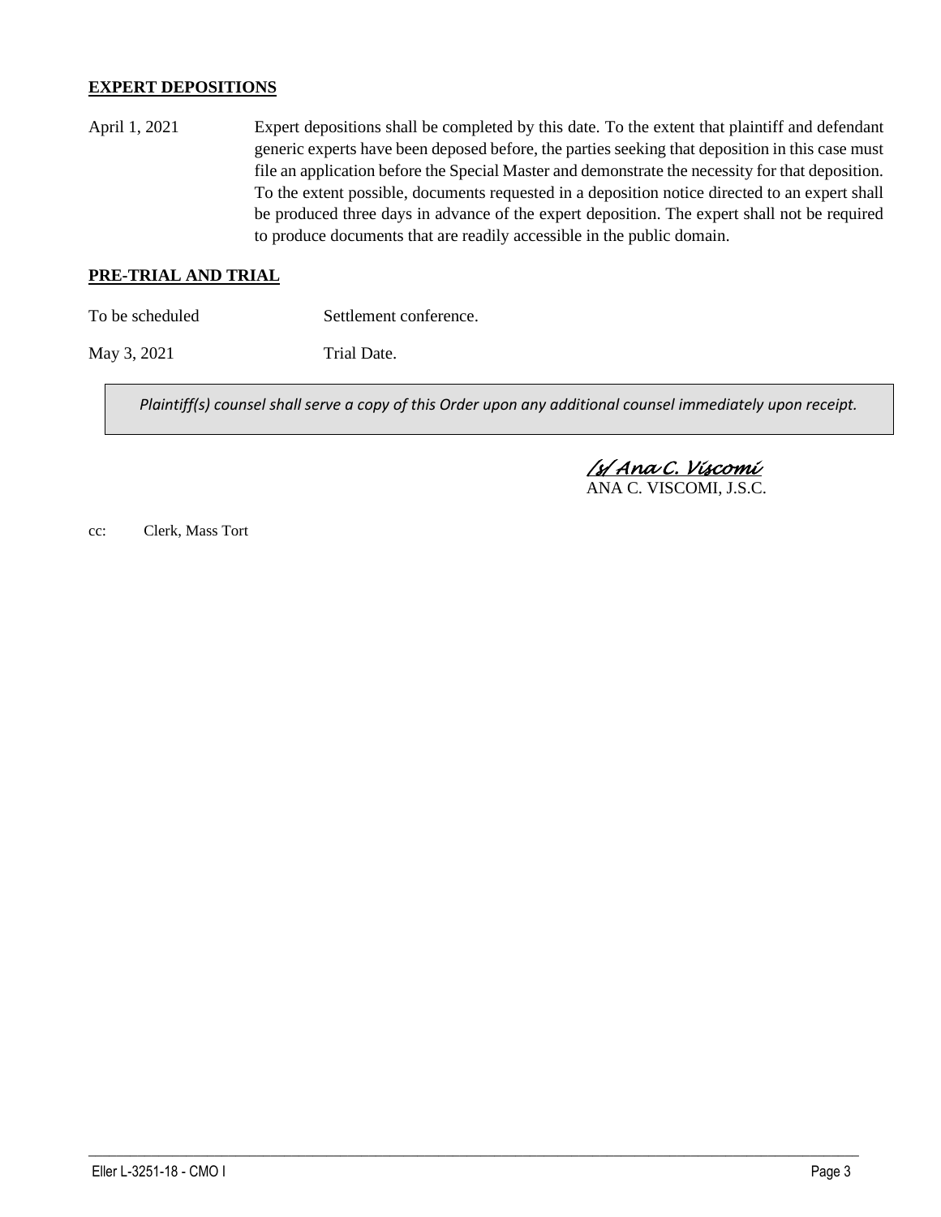**EXPERT DEPOSITIONS**

| | |
|---|---|
| April 1, 2021 | Expert depositions shall be completed by this date. To the extent that plaintiff and defendant generic experts have been deposed before, the parties seeking that deposition in this case must file an application before the Special Master and demonstrate the necessity for that deposition. To the extent possible, documents requested in a deposition notice directed to an expert shall be produced three days in advance of the expert deposition. The expert shall not be required to produce documents that are readily accessible in the public domain. |

**PRE-TRIAL AND TRIAL**

| | |
|---|---|
| To be scheduled | Settlement conference. |
| May 3, 2021 | Trial Date. |

*Plaintiff(s) counsel shall serve a copy of this Order upon any additional counsel immediately upon receipt.*

/s/ Ana C. Viscomi
ANA C. VISCOMI, J.S.C.

cc: Clerk, Mass Tort